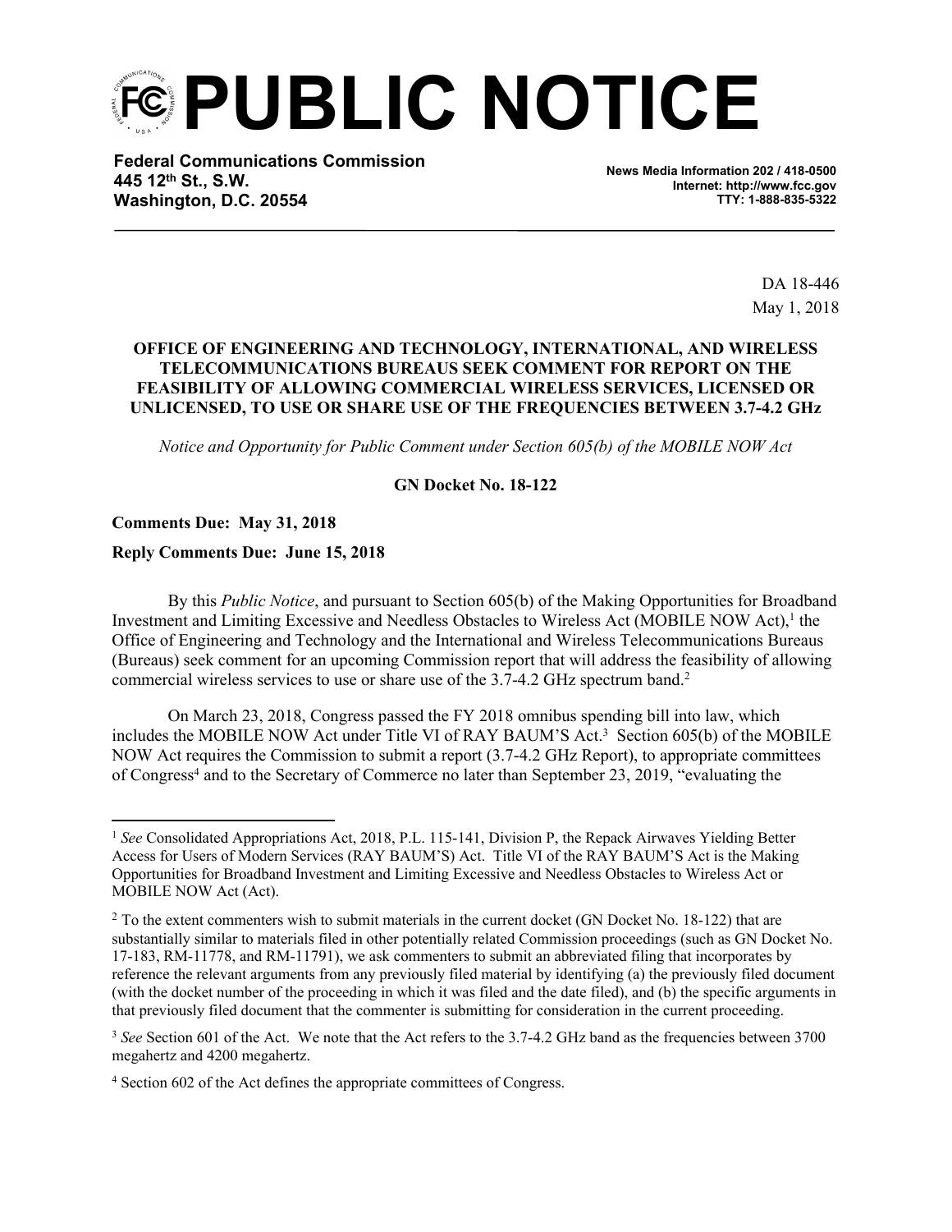# PUBLIC NOTICE

**Federal Communications Commission**
**445 12th St., S.W.**
**Washington, D.C. 20554**

**News Media Information 202 / 418-0500**
**Internet: http://www.fcc.gov**
**TTY: 1-888-835-5322**

DA 18-446
May 1, 2018

**OFFICE OF ENGINEERING AND TECHNOLOGY, INTERNATIONAL, AND WIRELESS TELECOMMUNICATIONS BUREAUS SEEK COMMENT FOR REPORT ON THE FEASIBILITY OF ALLOWING COMMERCIAL WIRELESS SERVICES, LICENSED OR UNLICENSED, TO USE OR SHARE USE OF THE FREQUENCIES BETWEEN 3.7-4.2 GHz**

*Notice and Opportunity for Public Comment under Section 605(b) of the MOBILE NOW Act*

**GN Docket No. 18-122**

**Comments Due: May 31, 2018**

**Reply Comments Due: June 15, 2018**

By this *Public Notice*, and pursuant to Section 605(b) of the Making Opportunities for Broadband Investment and Limiting Excessive and Needless Obstacles to Wireless Act (MOBILE NOW Act),[1] the Office of Engineering and Technology and the International and Wireless Telecommunications Bureaus (Bureaus) seek comment for an upcoming Commission report that will address the feasibility of allowing commercial wireless services to use or share use of the 3.7-4.2 GHz spectrum band.[2]

On March 23, 2018, Congress passed the FY 2018 omnibus spending bill into law, which includes the MOBILE NOW Act under Title VI of RAY BAUM'S Act.[3] Section 605(b) of the MOBILE NOW Act requires the Commission to submit a report (3.7-4.2 GHz Report), to appropriate committees of Congress[4] and to the Secretary of Commerce no later than September 23, 2019, "evaluating the

---

[1] *See* Consolidated Appropriations Act, 2018, P.L. 115-141, Division P, the Repack Airwaves Yielding Better Access for Users of Modern Services (RAY BAUM'S) Act. Title VI of the RAY BAUM'S Act is the Making Opportunities for Broadband Investment and Limiting Excessive and Needless Obstacles to Wireless Act or MOBILE NOW Act (Act).

[2] To the extent commenters wish to submit materials in the current docket (GN Docket No. 18-122) that are substantially similar to materials filed in other potentially related Commission proceedings (such as GN Docket No. 17-183, RM-11778, and RM-11791), we ask commenters to submit an abbreviated filing that incorporates by reference the relevant arguments from any previously filed material by identifying (a) the previously filed document (with the docket number of the proceeding in which it was filed and the date filed), and (b) the specific arguments in that previously filed document that the commenter is submitting for consideration in the current proceeding.

[3] *See* Section 601 of the Act. We note that the Act refers to the 3.7-4.2 GHz band as the frequencies between 3700 megahertz and 4200 megahertz.

[4] Section 602 of the Act defines the appropriate committees of Congress.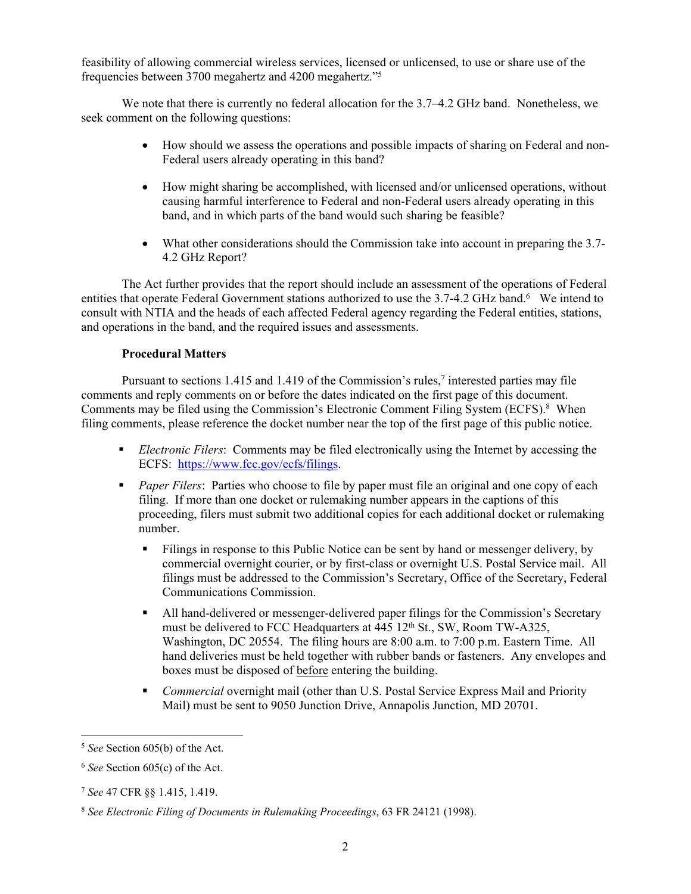feasibility of allowing commercial wireless services, licensed or unlicensed, to use or share use of the frequencies between 3700 megahertz and 4200 megahertz."[5]

We note that there is currently no federal allocation for the 3.7–4.2 GHz band. Nonetheless, we seek comment on the following questions:

- How should we assess the operations and possible impacts of sharing on Federal and non-Federal users already operating in this band?
- How might sharing be accomplished, with licensed and/or unlicensed operations, without causing harmful interference to Federal and non-Federal users already operating in this band, and in which parts of the band would such sharing be feasible?
- What other considerations should the Commission take into account in preparing the 3.7-4.2 GHz Report?

The Act further provides that the report should include an assessment of the operations of Federal entities that operate Federal Government stations authorized to use the 3.7-4.2 GHz band.[6] We intend to consult with NTIA and the heads of each affected Federal agency regarding the Federal entities, stations, and operations in the band, and the required issues and assessments.

**Procedural Matters**

Pursuant to sections 1.415 and 1.419 of the Commission's rules,[7] interested parties may file comments and reply comments on or before the dates indicated on the first page of this document. Comments may be filed using the Commission's Electronic Comment Filing System (ECFS).[8] When filing comments, please reference the docket number near the top of the first page of this public notice.

- *Electronic Filers*: Comments may be filed electronically using the Internet by accessing the ECFS: https://www.fcc.gov/ecfs/filings.
- *Paper Filers*: Parties who choose to file by paper must file an original and one copy of each filing. If more than one docket or rulemaking number appears in the captions of this proceeding, filers must submit two additional copies for each additional docket or rulemaking number.
  - Filings in response to this Public Notice can be sent by hand or messenger delivery, by commercial overnight courier, or by first-class or overnight U.S. Postal Service mail. All filings must be addressed to the Commission's Secretary, Office of the Secretary, Federal Communications Commission.
  - All hand-delivered or messenger-delivered paper filings for the Commission's Secretary must be delivered to FCC Headquarters at 445 12th St., SW, Room TW-A325, Washington, DC 20554. The filing hours are 8:00 a.m. to 7:00 p.m. Eastern Time. All hand deliveries must be held together with rubber bands or fasteners. Any envelopes and boxes must be disposed of before entering the building.
  - *Commercial* overnight mail (other than U.S. Postal Service Express Mail and Priority Mail) must be sent to 9050 Junction Drive, Annapolis Junction, MD 20701.

---

[5] *See* Section 605(b) of the Act.

[6] *See* Section 605(c) of the Act.

[7] *See* 47 CFR §§ 1.415, 1.419.

[8] *See Electronic Filing of Documents in Rulemaking Proceedings*, 63 FR 24121 (1998).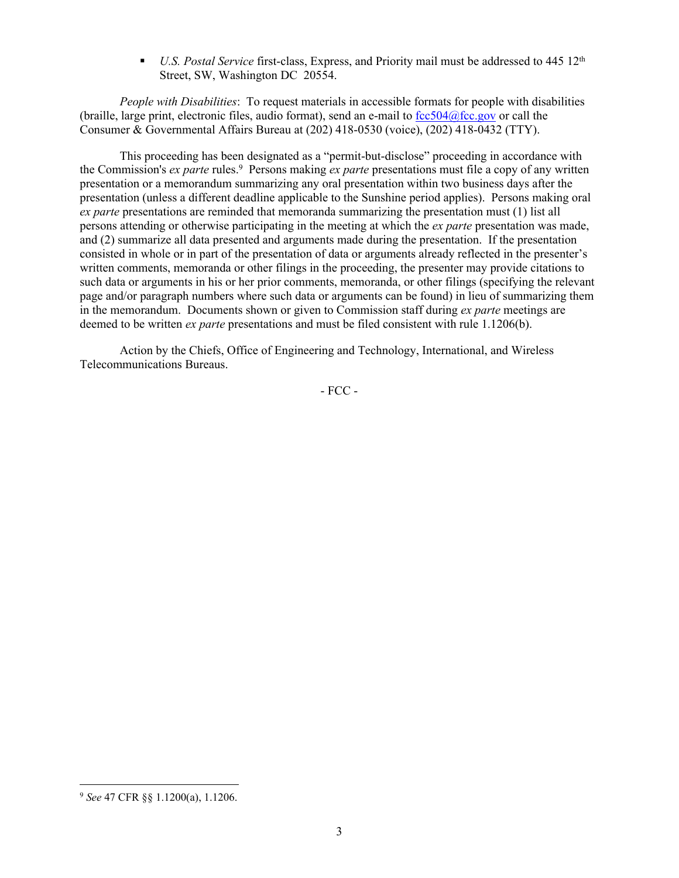- *U.S. Postal Service* first-class, Express, and Priority mail must be addressed to 445 12th Street, SW, Washington DC 20554.

*People with Disabilities*: To request materials in accessible formats for people with disabilities (braille, large print, electronic files, audio format), send an e-mail to fcc504@fcc.gov or call the Consumer & Governmental Affairs Bureau at (202) 418-0530 (voice), (202) 418-0432 (TTY).

This proceeding has been designated as a "permit-but-disclose" proceeding in accordance with the Commission's *ex parte* rules.[9] Persons making *ex parte* presentations must file a copy of any written presentation or a memorandum summarizing any oral presentation within two business days after the presentation (unless a different deadline applicable to the Sunshine period applies). Persons making oral *ex parte* presentations are reminded that memoranda summarizing the presentation must (1) list all persons attending or otherwise participating in the meeting at which the *ex parte* presentation was made, and (2) summarize all data presented and arguments made during the presentation. If the presentation consisted in whole or in part of the presentation of data or arguments already reflected in the presenter's written comments, memoranda or other filings in the proceeding, the presenter may provide citations to such data or arguments in his or her prior comments, memoranda, or other filings (specifying the relevant page and/or paragraph numbers where such data or arguments can be found) in lieu of summarizing them in the memorandum. Documents shown or given to Commission staff during *ex parte* meetings are deemed to be written *ex parte* presentations and must be filed consistent with rule 1.1206(b).

Action by the Chiefs, Office of Engineering and Technology, International, and Wireless Telecommunications Bureaus.

- FCC -

[9] *See* 47 CFR §§ 1.1200(a), 1.1206.